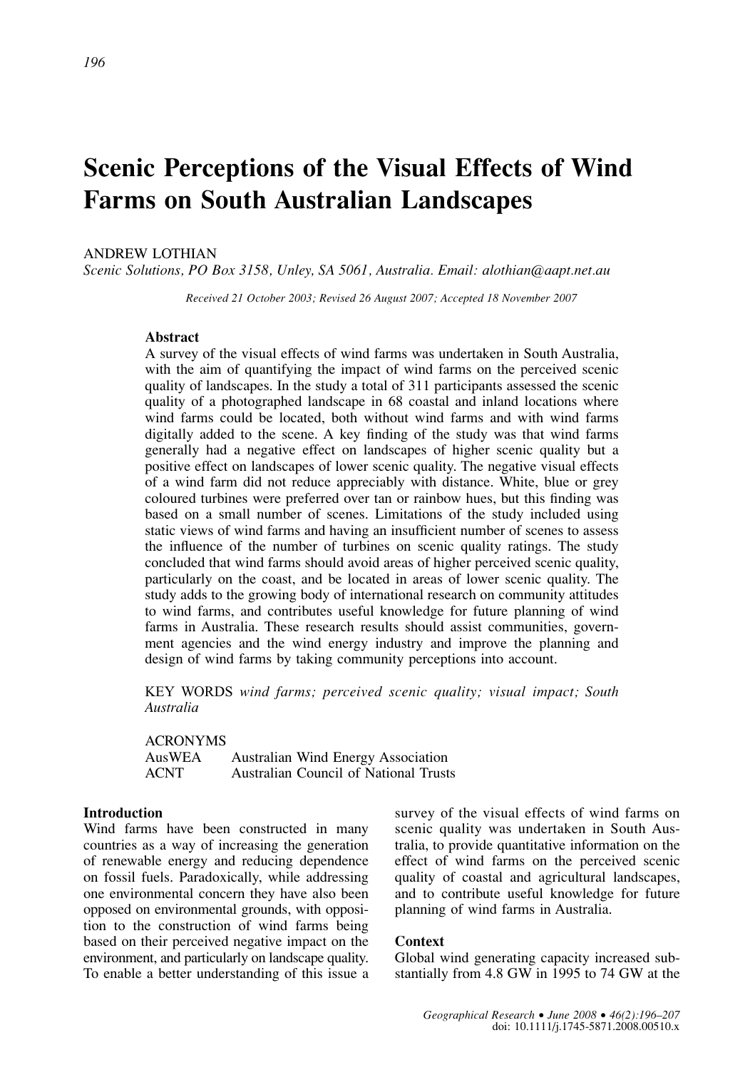# Scenic Perceptions of the Visual Effects of Wind Farms on South Australian Landscapes

ANDREW LOTHIAN

*Scenic Solutions, PO Box 3158, Unley, SA 5061, Australia. Email: alothian@aapt.net.au*

*Received 21 October 2003; Revised 26 August 2007; Accepted 18 November 2007*

**Abstract**

A survey of the visual effects of wind farms was undertaken in South Australia, with the aim of quantifying the impact of wind farms on the perceived scenic quality of landscapes. In the study a total of 311 participants assessed the scenic quality of a photographed landscape in 68 coastal and inland locations where wind farms could be located, both without wind farms and with wind farms digitally added to the scene. A key finding of the study was that wind farms generally had a negative effect on landscapes of higher scenic quality but a positive effect on landscapes of lower scenic quality. The negative visual effects of a wind farm did not reduce appreciably with distance. White, blue or grey coloured turbines were preferred over tan or rainbow hues, but this finding was based on a small number of scenes. Limitations of the study included using static views of wind farms and having an insufficient number of scenes to assess the influence of the number of turbines on scenic quality ratings. The study concluded that wind farms should avoid areas of higher perceived scenic quality, particularly on the coast, and be located in areas of lower scenic quality. The study adds to the growing body of international research on community attitudes to wind farms, and contributes useful knowledge for future planning of wind farms in Australia. These research results should assist communities, government agencies and the wind energy industry and improve the planning and design of wind farms by taking community perceptions into account.

KEY WORDS *wind farms; perceived scenic quality; visual impact; South Australia*

ACRONYMS

| | |
|---|---|
| AusWEA | Australian Wind Energy Association |
| ACNT | Australian Council of National Trusts |

## Introduction

Wind farms have been constructed in many countries as a way of increasing the generation of renewable energy and reducing dependence on fossil fuels. Paradoxically, while addressing one environmental concern they have also been opposed on environmental grounds, with opposition to the construction of wind farms being based on their perceived negative impact on the environment, and particularly on landscape quality. To enable a better understanding of this issue a survey of the visual effects of wind farms on scenic quality was undertaken in South Australia, to provide quantitative information on the effect of wind farms on the perceived scenic quality of coastal and agricultural landscapes, and to contribute useful knowledge for future planning of wind farms in Australia.

## Context

Global wind generating capacity increased substantially from 4.8 GW in 1995 to 74 GW at the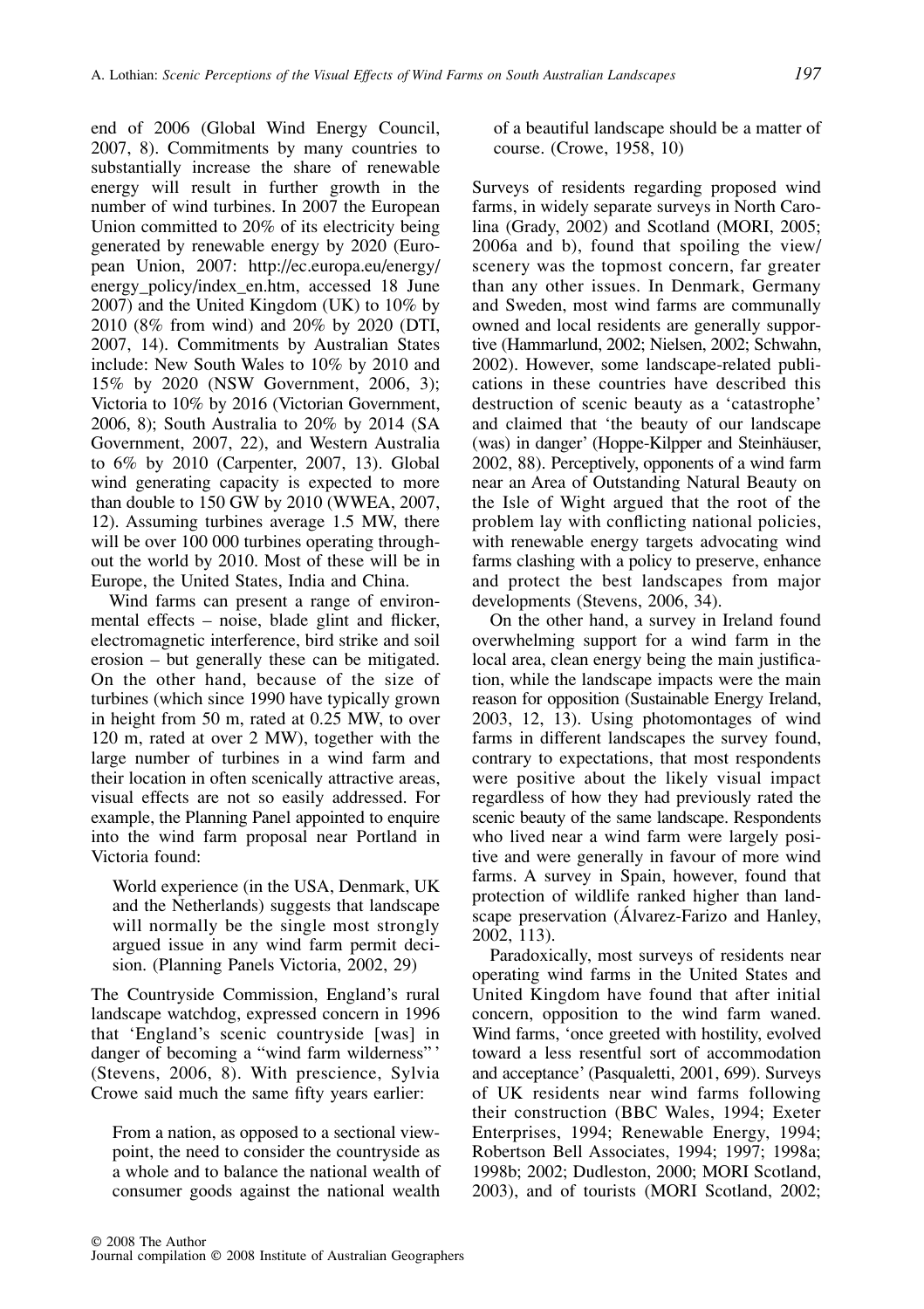end of 2006 (Global Wind Energy Council, 2007, 8). Commitments by many countries to substantially increase the share of renewable energy will result in further growth in the number of wind turbines. In 2007 the European Union committed to 20% of its electricity being generated by renewable energy by 2020 (European Union, 2007: http://ec.europa.eu/energy/energy_policy/index_en.htm, accessed 18 June 2007) and the United Kingdom (UK) to 10% by 2010 (8% from wind) and 20% by 2020 (DTI, 2007, 14). Commitments by Australian States include: New South Wales to 10% by 2010 and 15% by 2020 (NSW Government, 2006, 3); Victoria to 10% by 2016 (Victorian Government, 2006, 8); South Australia to 20% by 2014 (SA Government, 2007, 22), and Western Australia to 6% by 2010 (Carpenter, 2007, 13). Global wind generating capacity is expected to more than double to 150 GW by 2010 (WWEA, 2007, 12). Assuming turbines average 1.5 MW, there will be over 100 000 turbines operating throughout the world by 2010. Most of these will be in Europe, the United States, India and China.

Wind farms can present a range of environmental effects – noise, blade glint and flicker, electromagnetic interference, bird strike and soil erosion – but generally these can be mitigated. On the other hand, because of the size of turbines (which since 1990 have typically grown in height from 50 m, rated at 0.25 MW, to over 120 m, rated at over 2 MW), together with the large number of turbines in a wind farm and their location in often scenically attractive areas, visual effects are not so easily addressed. For example, the Planning Panel appointed to enquire into the wind farm proposal near Portland in Victoria found:

> World experience (in the USA, Denmark, UK and the Netherlands) suggests that landscape will normally be the single most strongly argued issue in any wind farm permit decision. (Planning Panels Victoria, 2002, 29)

The Countryside Commission, England's rural landscape watchdog, expressed concern in 1996 that 'England's scenic countryside [was] in danger of becoming a "wind farm wilderness"' (Stevens, 2006, 8). With prescience, Sylvia Crowe said much the same fifty years earlier:

> From a nation, as opposed to a sectional viewpoint, the need to consider the countryside as a whole and to balance the national wealth of consumer goods against the national wealth of a beautiful landscape should be a matter of course. (Crowe, 1958, 10)

Surveys of residents regarding proposed wind farms, in widely separate surveys in North Carolina (Grady, 2002) and Scotland (MORI, 2005; 2006a and b), found that spoiling the view/scenery was the topmost concern, far greater than any other issues. In Denmark, Germany and Sweden, most wind farms are communally owned and local residents are generally supportive (Hammarlund, 2002; Nielsen, 2002; Schwahn, 2002). However, some landscape-related publications in these countries have described this destruction of scenic beauty as a 'catastrophe' and claimed that 'the beauty of our landscape (was) in danger' (Hoppe-Kilpper and Steinhäuser, 2002, 88). Perceptively, opponents of a wind farm near an Area of Outstanding Natural Beauty on the Isle of Wight argued that the root of the problem lay with conflicting national policies, with renewable energy targets advocating wind farms clashing with a policy to preserve, enhance and protect the best landscapes from major developments (Stevens, 2006, 34).

On the other hand, a survey in Ireland found overwhelming support for a wind farm in the local area, clean energy being the main justification, while the landscape impacts were the main reason for opposition (Sustainable Energy Ireland, 2003, 12, 13). Using photomontages of wind farms in different landscapes the survey found, contrary to expectations, that most respondents were positive about the likely visual impact regardless of how they had previously rated the scenic beauty of the same landscape. Respondents who lived near a wind farm were largely positive and were generally in favour of more wind farms. A survey in Spain, however, found that protection of wildlife ranked higher than landscape preservation (Álvarez-Farizo and Hanley, 2002, 113).

Paradoxically, most surveys of residents near operating wind farms in the United States and United Kingdom have found that after initial concern, opposition to the wind farm waned. Wind farms, 'once greeted with hostility, evolved toward a less resentful sort of accommodation and acceptance' (Pasqualetti, 2001, 699). Surveys of UK residents near wind farms following their construction (BBC Wales, 1994; Exeter Enterprises, 1994; Renewable Energy, 1994; Robertson Bell Associates, 1994; 1997; 1998a; 1998b; 2002; Dudleston, 2000; MORI Scotland, 2003), and of tourists (MORI Scotland, 2002;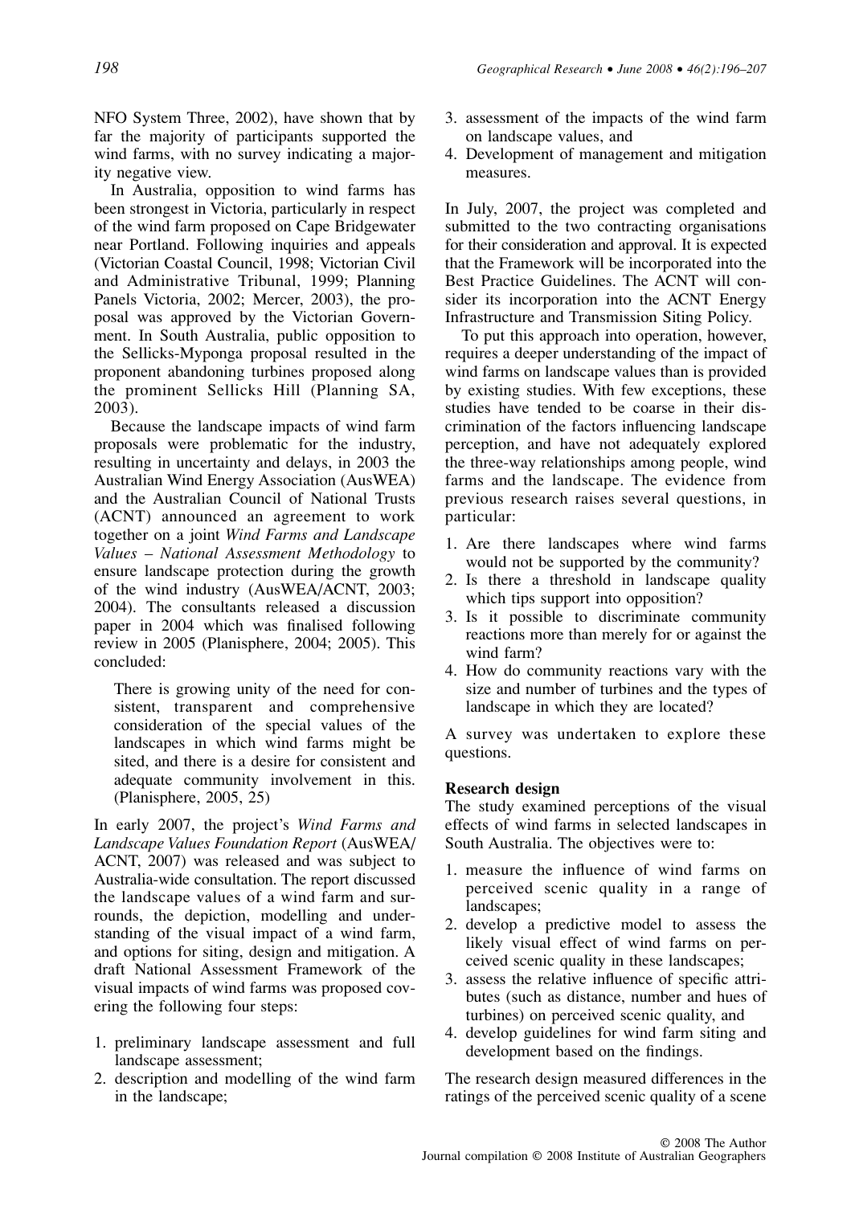NFO System Three, 2002), have shown that by far the majority of participants supported the wind farms, with no survey indicating a majority negative view.

In Australia, opposition to wind farms has been strongest in Victoria, particularly in respect of the wind farm proposed on Cape Bridgewater near Portland. Following inquiries and appeals (Victorian Coastal Council, 1998; Victorian Civil and Administrative Tribunal, 1999; Planning Panels Victoria, 2002; Mercer, 2003), the proposal was approved by the Victorian Government. In South Australia, public opposition to the Sellicks-Myponga proposal resulted in the proponent abandoning turbines proposed along the prominent Sellicks Hill (Planning SA, 2003).

Because the landscape impacts of wind farm proposals were problematic for the industry, resulting in uncertainty and delays, in 2003 the Australian Wind Energy Association (AusWEA) and the Australian Council of National Trusts (ACNT) announced an agreement to work together on a joint *Wind Farms and Landscape Values – National Assessment Methodology* to ensure landscape protection during the growth of the wind industry (AusWEA/ACNT, 2003; 2004). The consultants released a discussion paper in 2004 which was finalised following review in 2005 (Planisphere, 2004; 2005). This concluded:

> There is growing unity of the need for consistent, transparent and comprehensive consideration of the special values of the landscapes in which wind farms might be sited, and there is a desire for consistent and adequate community involvement in this. (Planisphere, 2005, 25)

In early 2007, the project's *Wind Farms and Landscape Values Foundation Report* (AusWEA/ACNT, 2007) was released and was subject to Australia-wide consultation. The report discussed the landscape values of a wind farm and surrounds, the depiction, modelling and understanding of the visual impact of a wind farm, and options for siting, design and mitigation. A draft National Assessment Framework of the visual impacts of wind farms was proposed covering the following four steps:

1. preliminary landscape assessment and full landscape assessment;
2. description and modelling of the wind farm in the landscape;
3. assessment of the impacts of the wind farm on landscape values, and
4. Development of management and mitigation measures.

In July, 2007, the project was completed and submitted to the two contracting organisations for their consideration and approval. It is expected that the Framework will be incorporated into the Best Practice Guidelines. The ACNT will consider its incorporation into the ACNT Energy Infrastructure and Transmission Siting Policy.

To put this approach into operation, however, requires a deeper understanding of the impact of wind farms on landscape values than is provided by existing studies. With few exceptions, these studies have tended to be coarse in their discrimination of the factors influencing landscape perception, and have not adequately explored the three-way relationships among people, wind farms and the landscape. The evidence from previous research raises several questions, in particular:

1. Are there landscapes where wind farms would not be supported by the community?
2. Is there a threshold in landscape quality which tips support into opposition?
3. Is it possible to discriminate community reactions more than merely for or against the wind farm?
4. How do community reactions vary with the size and number of turbines and the types of landscape in which they are located?

A survey was undertaken to explore these questions.

### Research design

The study examined perceptions of the visual effects of wind farms in selected landscapes in South Australia. The objectives were to:

1. measure the influence of wind farms on perceived scenic quality in a range of landscapes;
2. develop a predictive model to assess the likely visual effect of wind farms on perceived scenic quality in these landscapes;
3. assess the relative influence of specific attributes (such as distance, number and hues of turbines) on perceived scenic quality, and
4. develop guidelines for wind farm siting and development based on the findings.

The research design measured differences in the ratings of the perceived scenic quality of a scene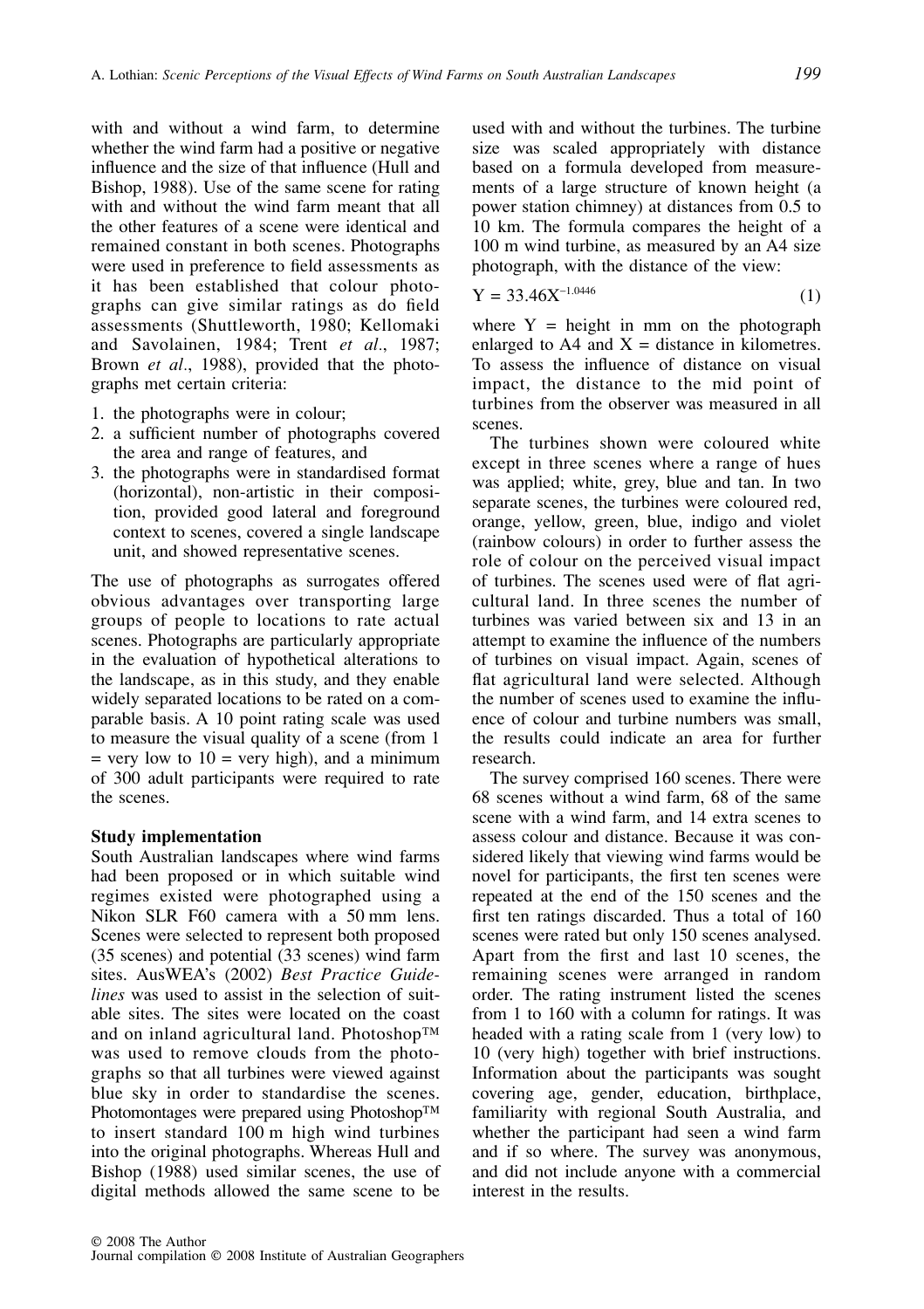with and without a wind farm, to determine whether the wind farm had a positive or negative influence and the size of that influence (Hull and Bishop, 1988). Use of the same scene for rating with and without the wind farm meant that all the other features of a scene were identical and remained constant in both scenes. Photographs were used in preference to field assessments as it has been established that colour photographs can give similar ratings as do field assessments (Shuttleworth, 1980; Kellomaki and Savolainen, 1984; Trent *et al*., 1987; Brown *et al*., 1988), provided that the photographs met certain criteria:

1. the photographs were in colour;
2. a sufficient number of photographs covered the area and range of features, and
3. the photographs were in standardised format (horizontal), non-artistic in their composition, provided good lateral and foreground context to scenes, covered a single landscape unit, and showed representative scenes.

The use of photographs as surrogates offered obvious advantages over transporting large groups of people to locations to rate actual scenes. Photographs are particularly appropriate in the evaluation of hypothetical alterations to the landscape, as in this study, and they enable widely separated locations to be rated on a comparable basis. A 10 point rating scale was used to measure the visual quality of a scene (from 1 = very low to 10 = very high), and a minimum of 300 adult participants were required to rate the scenes.

### Study implementation

South Australian landscapes where wind farms had been proposed or in which suitable wind regimes existed were photographed using a Nikon SLR F60 camera with a 50 mm lens. Scenes were selected to represent both proposed (35 scenes) and potential (33 scenes) wind farm sites. AusWEA's (2002) *Best Practice Guidelines* was used to assist in the selection of suitable sites. The sites were located on the coast and on inland agricultural land. Photoshop™ was used to remove clouds from the photographs so that all turbines were viewed against blue sky in order to standardise the scenes. Photomontages were prepared using Photoshop™ to insert standard 100 m high wind turbines into the original photographs. Whereas Hull and Bishop (1988) used similar scenes, the use of digital methods allowed the same scene to be used with and without the turbines. The turbine size was scaled appropriately with distance based on a formula developed from measurements of a large structure of known height (a power station chimney) at distances from 0.5 to 10 km. The formula compares the height of a 100 m wind turbine, as measured by an A4 size photograph, with the distance of the view:

$$Y = 33.46X^{-1.0446} \qquad (1)$$

where $Y$ = height in mm on the photograph enlarged to A4 and $X$ = distance in kilometres. To assess the influence of distance on visual impact, the distance to the mid point of turbines from the observer was measured in all scenes.

The turbines shown were coloured white except in three scenes where a range of hues was applied; white, grey, blue and tan. In two separate scenes, the turbines were coloured red, orange, yellow, green, blue, indigo and violet (rainbow colours) in order to further assess the role of colour on the perceived visual impact of turbines. The scenes used were of flat agricultural land. In three scenes the number of turbines was varied between six and 13 in an attempt to examine the influence of the numbers of turbines on visual impact. Again, scenes of flat agricultural land were selected. Although the number of scenes used to examine the influence of colour and turbine numbers was small, the results could indicate an area for further research.

The survey comprised 160 scenes. There were 68 scenes without a wind farm, 68 of the same scene with a wind farm, and 14 extra scenes to assess colour and distance. Because it was considered likely that viewing wind farms would be novel for participants, the first ten scenes were repeated at the end of the 150 scenes and the first ten ratings discarded. Thus a total of 160 scenes were rated but only 150 scenes analysed. Apart from the first and last 10 scenes, the remaining scenes were arranged in random order. The rating instrument listed the scenes from 1 to 160 with a column for ratings. It was headed with a rating scale from 1 (very low) to 10 (very high) together with brief instructions. Information about the participants was sought covering age, gender, education, birthplace, familiarity with regional South Australia, and whether the participant had seen a wind farm and if so where. The survey was anonymous, and did not include anyone with a commercial interest in the results.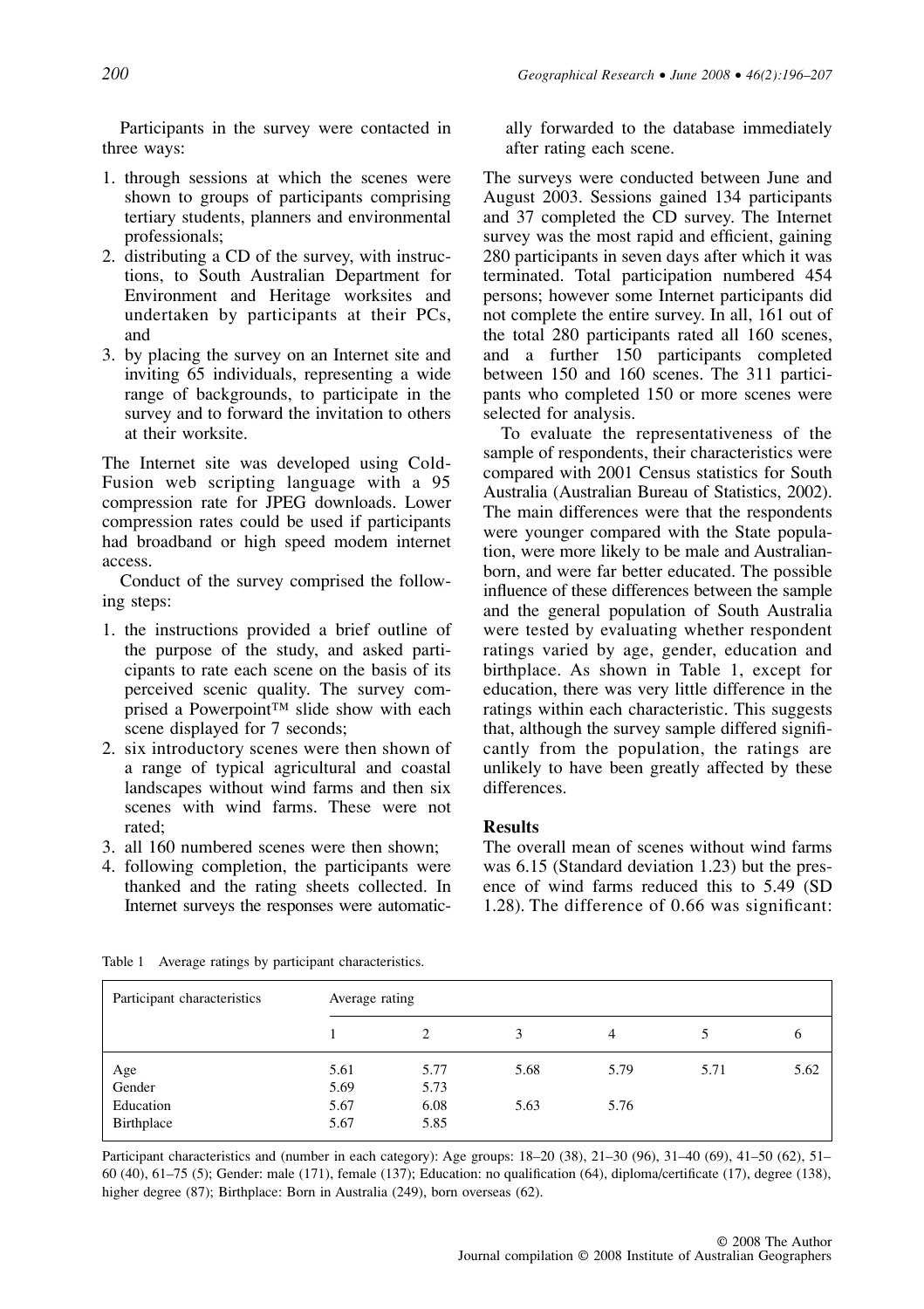Participants in the survey were contacted in three ways:

1. through sessions at which the scenes were shown to groups of participants comprising tertiary students, planners and environmental professionals;
2. distributing a CD of the survey, with instructions, to South Australian Department for Environment and Heritage worksites and undertaken by participants at their PCs, and
3. by placing the survey on an Internet site and inviting 65 individuals, representing a wide range of backgrounds, to participate in the survey and to forward the invitation to others at their worksite.

The Internet site was developed using ColdFusion web scripting language with a 95 compression rate for JPEG downloads. Lower compression rates could be used if participants had broadband or high speed modem internet access.

Conduct of the survey comprised the following steps:

1. the instructions provided a brief outline of the purpose of the study, and asked participants to rate each scene on the basis of its perceived scenic quality. The survey comprised a Powerpoint™ slide show with each scene displayed for 7 seconds;
2. six introductory scenes were then shown of a range of typical agricultural and coastal landscapes without wind farms and then six scenes with wind farms. These were not rated;
3. all 160 numbered scenes were then shown;
4. following completion, the participants were thanked and the rating sheets collected. In Internet surveys the responses were automatically forwarded to the database immediately after rating each scene.

The surveys were conducted between June and August 2003. Sessions gained 134 participants and 37 completed the CD survey. The Internet survey was the most rapid and efficient, gaining 280 participants in seven days after which it was terminated. Total participation numbered 454 persons; however some Internet participants did not complete the entire survey. In all, 161 out of the total 280 participants rated all 160 scenes, and a further 150 participants completed between 150 and 160 scenes. The 311 participants who completed 150 or more scenes were selected for analysis.

To evaluate the representativeness of the sample of respondents, their characteristics were compared with 2001 Census statistics for South Australia (Australian Bureau of Statistics, 2002). The main differences were that the respondents were younger compared with the State population, were more likely to be male and Australian-born, and were far better educated. The possible influence of these differences between the sample and the general population of South Australia were tested by evaluating whether respondent ratings varied by age, gender, education and birthplace. As shown in Table 1, except for education, there was very little difference in the ratings within each characteristic. This suggests that, although the survey sample differed significantly from the population, the ratings are unlikely to have been greatly affected by these differences.

## Results

The overall mean of scenes without wind farms was 6.15 (Standard deviation 1.23) but the presence of wind farms reduced this to 5.49 (SD 1.28). The difference of 0.66 was significant:

Table 1 Average ratings by participant characteristics.

| Participant characteristics | Average rating | | | | | |
|---|---|---|---|---|---|---|
| | 1 | 2 | 3 | 4 | 5 | 6 |
| Age | 5.61 | 5.77 | 5.68 | 5.79 | 5.71 | 5.62 |
| Gender | 5.69 | 5.73 | | | | |
| Education | 5.67 | 6.08 | 5.63 | 5.76 | | |
| Birthplace | 5.67 | 5.85 | | | | |

Participant characteristics and (number in each category): Age groups: 18–20 (38), 21–30 (96), 31–40 (69), 41–50 (62), 51–60 (40), 61–75 (5); Gender: male (171), female (137); Education: no qualification (64), diploma/certificate (17), degree (138), higher degree (87); Birthplace: Born in Australia (249), born overseas (62).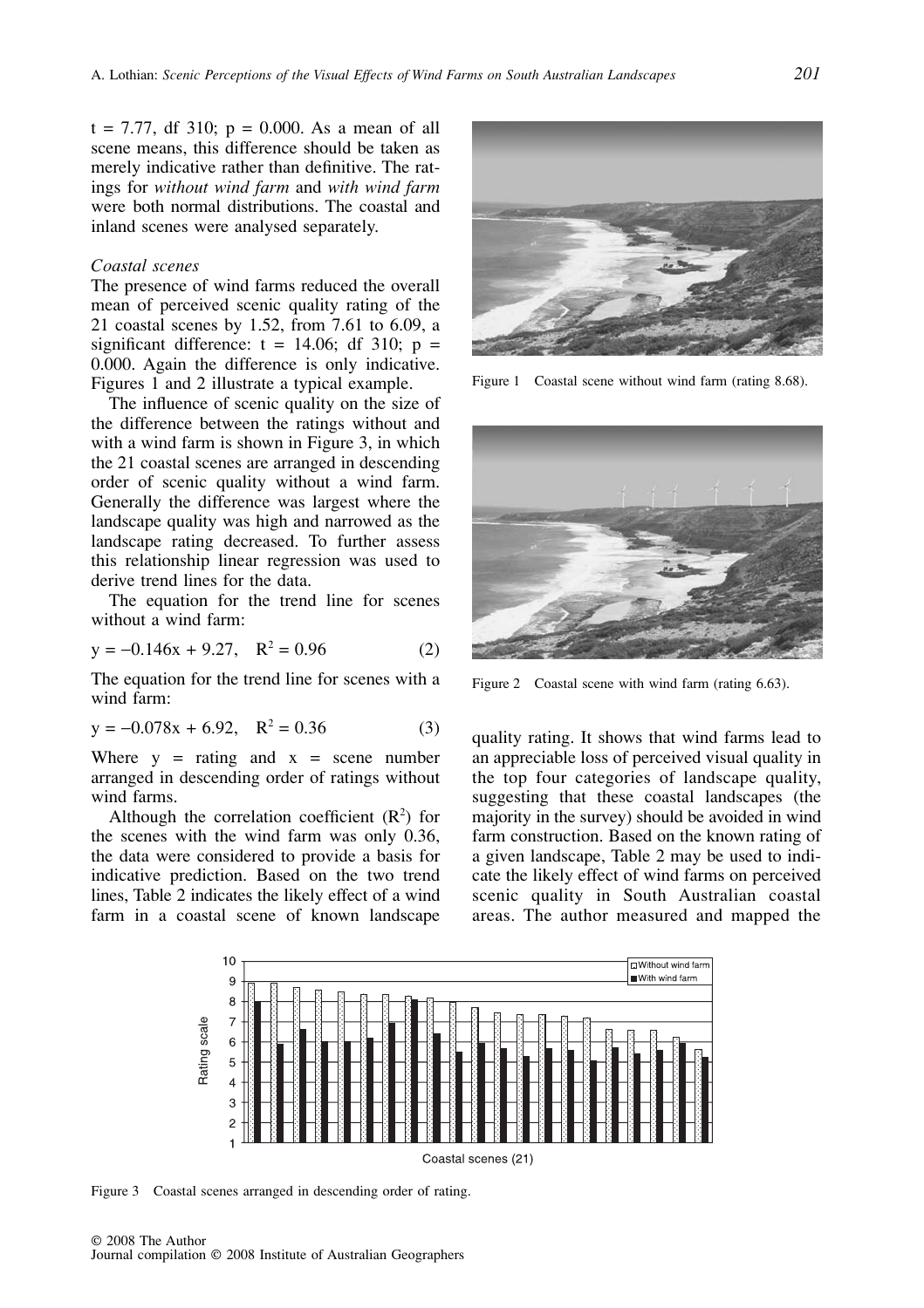t = 7.77, df 310; p = 0.000. As a mean of all scene means, this difference should be taken as merely indicative rather than definitive. The ratings for *without wind farm* and *with wind farm* were both normal distributions. The coastal and inland scenes were analysed separately.

*Coastal scenes*

The presence of wind farms reduced the overall mean of perceived scenic quality rating of the 21 coastal scenes by 1.52, from 7.61 to 6.09, a significant difference: t = 14.06; df 310; p = 0.000. Again the difference is only indicative. Figures 1 and 2 illustrate a typical example.

The influence of scenic quality on the size of the difference between the ratings without and with a wind farm is shown in Figure 3, in which the 21 coastal scenes are arranged in descending order of scenic quality without a wind farm. Generally the difference was largest where the landscape quality was high and narrowed as the landscape rating decreased. To further assess this relationship linear regression was used to derive trend lines for the data.

The equation for the trend line for scenes without a wind farm:

$$y = -0.146x + 9.27, \quad R^2 = 0.96 \qquad (2)$$

The equation for the trend line for scenes with a wind farm:

$$y = -0.078x + 6.92, \quad R^2 = 0.36 \qquad (3)$$

Where y = rating and x = scene number arranged in descending order of ratings without wind farms.

Although the correlation coefficient ($R^2$) for the scenes with the wind farm was only 0.36, the data were considered to provide a basis for indicative prediction. Based on the two trend lines, Table 2 indicates the likely effect of a wind farm in a coastal scene of known landscape quality rating. It shows that wind farms lead to an appreciable loss of perceived visual quality in the top four categories of landscape quality, suggesting that these coastal landscapes (the majority in the survey) should be avoided in wind farm construction. Based on the known rating of a given landscape, Table 2 may be used to indicate the likely effect of wind farms on perceived scenic quality in South Australian coastal areas. The author measured and mapped the

Figure 1 Coastal scene without wind farm (rating 8.68).

Figure 2 Coastal scene with wind farm (rating 6.63).

Figure 3 Coastal scenes arranged in descending order of rating.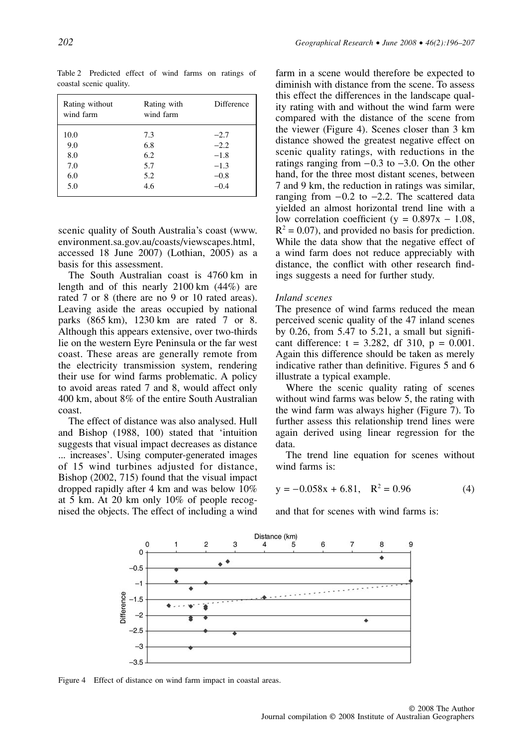Table 2 Predicted effect of wind farms on ratings of coastal scenic quality.

| Rating without wind farm | Rating with wind farm | Difference |
|---|---|---|
| 10.0 | 7.3 | −2.7 |
| 9.0 | 6.8 | −2.2 |
| 8.0 | 6.2 | −1.8 |
| 7.0 | 5.7 | −1.3 |
| 6.0 | 5.2 | −0.8 |
| 5.0 | 4.6 | −0.4 |

scenic quality of South Australia's coast (www.environment.sa.gov.au/coasts/viewscapes.html, accessed 18 June 2007) (Lothian, 2005) as a basis for this assessment.

The South Australian coast is 4760 km in length and of this nearly 2100 km (44%) are rated 7 or 8 (there are no 9 or 10 rated areas). Leaving aside the areas occupied by national parks (865 km), 1230 km are rated 7 or 8. Although this appears extensive, over two-thirds lie on the western Eyre Peninsula or the far west coast. These areas are generally remote from the electricity transmission system, rendering their use for wind farms problematic. A policy to avoid areas rated 7 and 8, would affect only 400 km, about 8% of the entire South Australian coast.

The effect of distance was also analysed. Hull and Bishop (1988, 100) stated that 'intuition suggests that visual impact decreases as distance ... increases'. Using computer-generated images of 15 wind turbines adjusted for distance, Bishop (2002, 715) found that the visual impact dropped rapidly after 4 km and was below 10% at 5 km. At 20 km only 10% of people recognised the objects. The effect of including a wind farm in a scene would therefore be expected to diminish with distance from the scene. To assess this effect the differences in the landscape quality rating with and without the wind farm were compared with the distance of the scene from the viewer (Figure 4). Scenes closer than 3 km distance showed the greatest negative effect on scenic quality ratings, with reductions in the ratings ranging from −0.3 to −3.0. On the other hand, for the three most distant scenes, between 7 and 9 km, the reduction in ratings was similar, ranging from −0.2 to −2.2. The scattered data yielded an almost horizontal trend line with a low correlation coefficient ($y = 0.897x - 1.08$, $R^2 = 0.07$), and provided no basis for prediction. While the data show that the negative effect of a wind farm does not reduce appreciably with distance, the conflict with other research findings suggests a need for further study.

### *Inland scenes*

The presence of wind farms reduced the mean perceived scenic quality of the 47 inland scenes by 0.26, from 5.47 to 5.21, a small but significant difference: $t = 3.282$, df 310, $p = 0.001$. Again this difference should be taken as merely indicative rather than definitive. Figures 5 and 6 illustrate a typical example.

Where the scenic quality rating of scenes without wind farms was below 5, the rating with the wind farm was always higher (Figure 7). To further assess this relationship trend lines were again derived using linear regression for the data.

The trend line equation for scenes without wind farms is:

$$y = -0.058x + 6.81, \quad R^2 = 0.96 \tag{4}$$

and that for scenes with wind farms is:

Figure 4 Effect of distance on wind farm impact in coastal areas.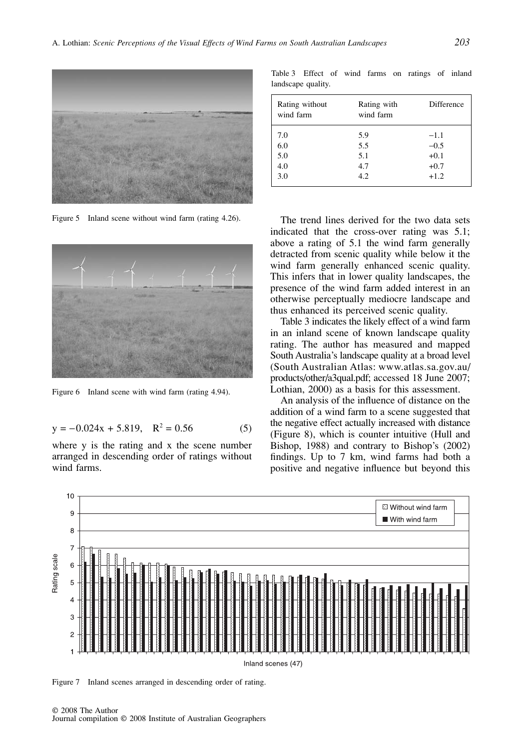Figure 5 Inland scene without wind farm (rating 4.26).

Figure 6 Inland scene with wind farm (rating 4.94).

$$y = -0.024x + 5.819, \quad R^2 = 0.56 \qquad (5)$$

where y is the rating and x the scene number arranged in descending order of ratings without wind farms.

Table 3 Effect of wind farms on ratings of inland landscape quality.

| Rating without wind farm | Rating with wind farm | Difference |
|---|---|---|
| 7.0 | 5.9 | −1.1 |
| 6.0 | 5.5 | −0.5 |
| 5.0 | 5.1 | +0.1 |
| 4.0 | 4.7 | +0.7 |
| 3.0 | 4.2 | +1.2 |

The trend lines derived for the two data sets indicated that the cross-over rating was 5.1; above a rating of 5.1 the wind farm generally detracted from scenic quality while below it the wind farm generally enhanced scenic quality. This infers that in lower quality landscapes, the presence of the wind farm added interest in an otherwise perceptually mediocre landscape and thus enhanced its perceived scenic quality.

Table 3 indicates the likely effect of a wind farm in an inland scene of known landscape quality rating. The author has measured and mapped South Australia's landscape quality at a broad level (South Australian Atlas: www.atlas.sa.gov.au/products/other/a3qual.pdf; accessed 18 June 2007; Lothian, 2000) as a basis for this assessment.

An analysis of the influence of distance on the addition of a wind farm to a scene suggested that the negative effect actually increased with distance (Figure 8), which is counter intuitive (Hull and Bishop, 1988) and contrary to Bishop's (2002) findings. Up to 7 km, wind farms had both a positive and negative influence but beyond this

Figure 7 Inland scenes arranged in descending order of rating.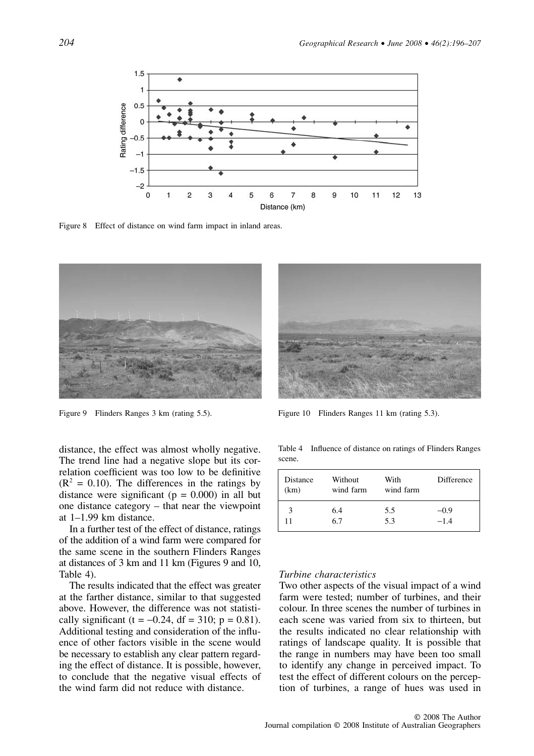Figure 8 Effect of distance on wind farm impact in inland areas.

Figure 9 Flinders Ranges 3 km (rating 5.5).

Figure 10 Flinders Ranges 11 km (rating 5.3).

distance, the effect was almost wholly negative. The trend line had a negative slope but its correlation coefficient was too low to be definitive ($R^2 = 0.10$). The differences in the ratings by distance were significant ($p = 0.000$) in all but one distance category – that near the viewpoint at 1–1.99 km distance.

In a further test of the effect of distance, ratings of the addition of a wind farm were compared for the same scene in the southern Flinders Ranges at distances of 3 km and 11 km (Figures 9 and 10, Table 4).

The results indicated that the effect was greater at the farther distance, similar to that suggested above. However, the difference was not statistically significant ($t = -0.24$, $df = 310$; $p = 0.81$). Additional testing and consideration of the influence of other factors visible in the scene would be necessary to establish any clear pattern regarding the effect of distance. It is possible, however, to conclude that the negative visual effects of the wind farm did not reduce with distance.

Table 4 Influence of distance on ratings of Flinders Ranges scene.

| Distance (km) | Without wind farm | With wind farm | Difference |
|---|---|---|---|
| 3 | 6.4 | 5.5 | −0.9 |
| 11 | 6.7 | 5.3 | −1.4 |

*Turbine characteristics*

Two other aspects of the visual impact of a wind farm were tested; number of turbines, and their colour. In three scenes the number of turbines in each scene was varied from six to thirteen, but the results indicated no clear relationship with ratings of landscape quality. It is possible that the range in numbers may have been too small to identify any change in perceived impact. To test the effect of different colours on the perception of turbines, a range of hues was used in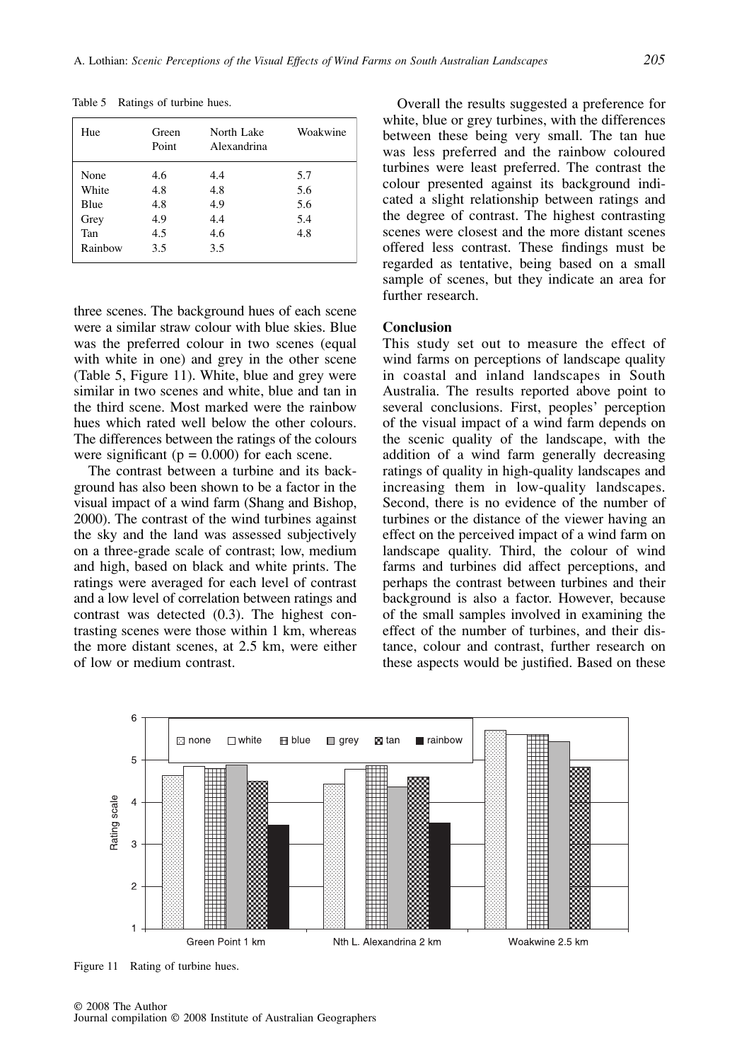Table 5 Ratings of turbine hues.

| Hue | Green Point | North Lake Alexandrina | Woakwine |
|---|---|---|---|
| None | 4.6 | 4.4 | 5.7 |
| White | 4.8 | 4.8 | 5.6 |
| Blue | 4.8 | 4.9 | 5.6 |
| Grey | 4.9 | 4.4 | 5.4 |
| Tan | 4.5 | 4.6 | 4.8 |
| Rainbow | 3.5 | 3.5 | |

three scenes. The background hues of each scene were a similar straw colour with blue skies. Blue was the preferred colour in two scenes (equal with white in one) and grey in the other scene (Table 5, Figure 11). White, blue and grey were similar in two scenes and white, blue and tan in the third scene. Most marked were the rainbow hues which rated well below the other colours. The differences between the ratings of the colours were significant ($p = 0.000$) for each scene.

The contrast between a turbine and its background has also been shown to be a factor in the visual impact of a wind farm (Shang and Bishop, 2000). The contrast of the wind turbines against the sky and the land was assessed subjectively on a three-grade scale of contrast; low, medium and high, based on black and white prints. The ratings were averaged for each level of contrast and a low level of correlation between ratings and contrast was detected (0.3). The highest contrasting scenes were those within 1 km, whereas the more distant scenes, at 2.5 km, were either of low or medium contrast.

Overall the results suggested a preference for white, blue or grey turbines, with the differences between these being very small. The tan hue was less preferred and the rainbow coloured turbines were least preferred. The contrast the colour presented against its background indicated a slight relationship between ratings and the degree of contrast. The highest contrasting scenes were closest and the more distant scenes offered less contrast. These findings must be regarded as tentative, being based on a small sample of scenes, but they indicate an area for further research.

**Conclusion**

This study set out to measure the effect of wind farms on perceptions of landscape quality in coastal and inland landscapes in South Australia. The results reported above point to several conclusions. First, peoples' perception of the visual impact of a wind farm depends on the scenic quality of the landscape, with the addition of a wind farm generally decreasing ratings of quality in high-quality landscapes and increasing them in low-quality landscapes. Second, there is no evidence of the number of turbines or the distance of the viewer having an effect on the perceived impact of a wind farm on landscape quality. Third, the colour of wind farms and turbines did affect perceptions, and perhaps the contrast between turbines and their background is also a factor. However, because of the small samples involved in examining the effect of the number of turbines, and their distance, colour and contrast, further research on these aspects would be justified. Based on these

none
white
blue
grey
tan
rainbow

Rating scale

6
5
4
3
2
1

Green Point 1 km
Nth L. Alexandrina 2 km
Woakwine 2.5 km

Figure 11 Rating of turbine hues.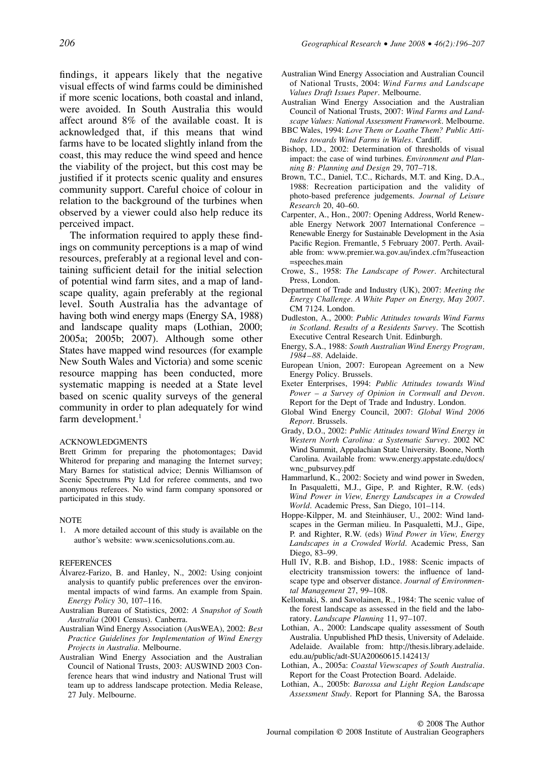findings, it appears likely that the negative visual effects of wind farms could be diminished if more scenic locations, both coastal and inland, were avoided. In South Australia this would affect around 8% of the available coast. It is acknowledged that, if this means that wind farms have to be located slightly inland from the coast, this may reduce the wind speed and hence the viability of the project, but this cost may be justified if it protects scenic quality and ensures community support. Careful choice of colour in relation to the background of the turbines when observed by a viewer could also help reduce its perceived impact.

The information required to apply these findings on community perceptions is a map of wind resources, preferably at a regional level and containing sufficient detail for the initial selection of potential wind farm sites, and a map of landscape quality, again preferably at the regional level. South Australia has the advantage of having both wind energy maps (Energy SA, 1988) and landscape quality maps (Lothian, 2000; 2005a; 2005b; 2007). Although some other States have mapped wind resources (for example New South Wales and Victoria) and some scenic resource mapping has been conducted, more systematic mapping is needed at a State level based on scenic quality surveys of the general community in order to plan adequately for wind farm development.[1]

## ACKNOWLEDGMENTS

Brett Grimm for preparing the photomontages; David Whiterod for preparing and managing the Internet survey; Mary Barnes for statistical advice; Dennis Williamson of Scenic Spectrums Pty Ltd for referee comments, and two anonymous referees. No wind farm company sponsored or participated in this study.

## NOTE

1. A more detailed account of this study is available on the author's website: www.scenicsolutions.com.au.

## REFERENCES

Álvarez-Farizo, B. and Hanley, N., 2002: Using conjoint analysis to quantify public preferences over the environmental impacts of wind farms. An example from Spain. *Energy Policy* 30, 107–116.

Australian Bureau of Statistics, 2002: *A Snapshot of South Australia* (2001 Census). Canberra.

Australian Wind Energy Association (AusWEA), 2002: *Best Practice Guidelines for Implementation of Wind Energy Projects in Australia*. Melbourne.

Australian Wind Energy Association and the Australian Council of National Trusts, 2003: AUSWIND 2003 Conference hears that wind industry and National Trust will team up to address landscape protection. Media Release, 27 July. Melbourne.

Australian Wind Energy Association and Australian Council of National Trusts, 2004: *Wind Farms and Landscape Values Draft Issues Paper*. Melbourne.

Australian Wind Energy Association and the Australian Council of National Trusts, 2007: *Wind Farms and Landscape Values: National Assessment Framework*. Melbourne.

BBC Wales, 1994: *Love Them or Loathe Them? Public Attitudes towards Wind Farms in Wales*. Cardiff.

Bishop, I.D., 2002: Determination of thresholds of visual impact: the case of wind turbines. *Environment and Planning B: Planning and Design* 29, 707–718.

Brown, T.C., Daniel, T.C., Richards, M.T. and King, D.A., 1988: Recreation participation and the validity of photo-based preference judgements. *Journal of Leisure Research* 20, 40–60.

Carpenter, A., Hon., 2007: Opening Address, World Renewable Energy Network 2007 International Conference – Renewable Energy for Sustainable Development in the Asia Pacific Region. Fremantle, 5 February 2007. Perth. Available from: www.premier.wa.gov.au/index.cfm?fuseaction=speeches.main

Crowe, S., 1958: *The Landscape of Power*. Architectural Press, London.

Department of Trade and Industry (UK), 2007: *Meeting the Energy Challenge. A White Paper on Energy, May 2007*. CM 7124. London.

Dudleston, A., 2000: *Public Attitudes towards Wind Farms in Scotland. Results of a Residents Survey*. The Scottish Executive Central Research Unit. Edinburgh.

Energy, S.A., 1988: *South Australian Wind Energy Program, 1984–88*. Adelaide.

European Union, 2007: European Agreement on a New Energy Policy. Brussels.

Exeter Enterprises, 1994: *Public Attitudes towards Wind Power – a Survey of Opinion in Cornwall and Devon*. Report for the Dept of Trade and Industry. London.

Global Wind Energy Council, 2007: *Global Wind 2006 Report*. Brussels.

Grady, D.O., 2002: *Public Attitudes toward Wind Energy in Western North Carolina: a Systematic Survey*. 2002 NC Wind Summit, Appalachian State University. Boone, North Carolina. Available from: www.energy.appstate.edu/docs/wnc_pubsurvey.pdf

Hammarlund, K., 2002: Society and wind power in Sweden, In Pasqualetti, M.J., Gipe, P. and Righter, R.W. (eds) *Wind Power in View, Energy Landscapes in a Crowded World*. Academic Press, San Diego, 101–114.

Hoppe-Kilpper, M. and Steinhäuser, U., 2002: Wind landscapes in the German milieu. In Pasqualetti, M.J., Gipe, P. and Righter, R.W. (eds) *Wind Power in View, Energy Landscapes in a Crowded World*. Academic Press, San Diego, 83–99.

Hull IV, R.B. and Bishop, I.D., 1988: Scenic impacts of electricity transmission towers: the influence of landscape type and observer distance. *Journal of Environmental Management* 27, 99–108.

Kellomaki, S. and Savolainen, R., 1984: The scenic value of the forest landscape as assessed in the field and the laboratory. *Landscape Planning* 11, 97–107.

Lothian, A., 2000: Landscape quality assessment of South Australia. Unpublished PhD thesis, University of Adelaide. Adelaide. Available from: http://thesis.library.adelaide.edu.au/public/adt-SUA20060615.142413/

Lothian, A., 2005a: *Coastal Viewscapes of South Australia*. Report for the Coast Protection Board. Adelaide.

Lothian, A., 2005b: *Barossa and Light Region Landscape Assessment Study*. Report for Planning SA, the Barossa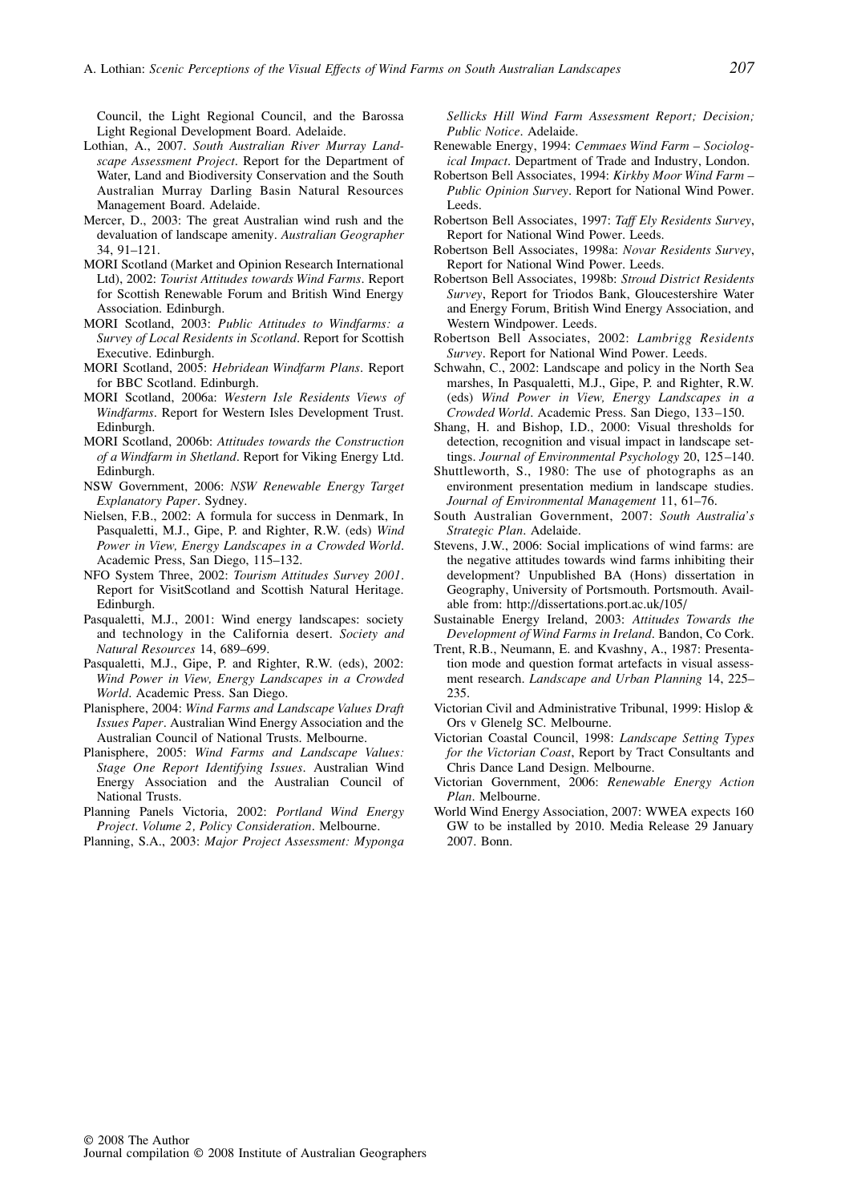Council, the Light Regional Council, and the Barossa Light Regional Development Board. Adelaide.

Lothian, A., 2007. *South Australian River Murray Landscape Assessment Project*. Report for the Department of Water, Land and Biodiversity Conservation and the South Australian Murray Darling Basin Natural Resources Management Board. Adelaide.

Mercer, D., 2003: The great Australian wind rush and the devaluation of landscape amenity. *Australian Geographer* 34, 91–121.

MORI Scotland (Market and Opinion Research International Ltd), 2002: *Tourist Attitudes towards Wind Farms*. Report for Scottish Renewable Forum and British Wind Energy Association. Edinburgh.

MORI Scotland, 2003: *Public Attitudes to Windfarms: a Survey of Local Residents in Scotland*. Report for Scottish Executive. Edinburgh.

MORI Scotland, 2005: *Hebridean Windfarm Plans*. Report for BBC Scotland. Edinburgh.

MORI Scotland, 2006a: *Western Isle Residents Views of Windfarms*. Report for Western Isles Development Trust. Edinburgh.

MORI Scotland, 2006b: *Attitudes towards the Construction of a Windfarm in Shetland*. Report for Viking Energy Ltd. Edinburgh.

NSW Government, 2006: *NSW Renewable Energy Target Explanatory Paper*. Sydney.

Nielsen, F.B., 2002: A formula for success in Denmark, In Pasqualetti, M.J., Gipe, P. and Righter, R.W. (eds) *Wind Power in View, Energy Landscapes in a Crowded World*. Academic Press, San Diego, 115–132.

NFO System Three, 2002: *Tourism Attitudes Survey 2001*. Report for VisitScotland and Scottish Natural Heritage. Edinburgh.

Pasqualetti, M.J., 2001: Wind energy landscapes: society and technology in the California desert. *Society and Natural Resources* 14, 689–699.

Pasqualetti, M.J., Gipe, P. and Righter, R.W. (eds), 2002: *Wind Power in View, Energy Landscapes in a Crowded World*. Academic Press. San Diego.

Planisphere, 2004: *Wind Farms and Landscape Values Draft Issues Paper*. Australian Wind Energy Association and the Australian Council of National Trusts. Melbourne.

Planisphere, 2005: *Wind Farms and Landscape Values: Stage One Report Identifying Issues*. Australian Wind Energy Association and the Australian Council of National Trusts.

Planning Panels Victoria, 2002: *Portland Wind Energy Project. Volume 2, Policy Consideration*. Melbourne.

Planning, S.A., 2003: *Major Project Assessment: Myponga Sellicks Hill Wind Farm Assessment Report; Decision; Public Notice*. Adelaide.

Renewable Energy, 1994: *Cemmaes Wind Farm – Sociological Impact*. Department of Trade and Industry, London.

Robertson Bell Associates, 1994: *Kirkby Moor Wind Farm – Public Opinion Survey*. Report for National Wind Power. Leeds.

Robertson Bell Associates, 1997: *Taff Ely Residents Survey*, Report for National Wind Power. Leeds.

Robertson Bell Associates, 1998a: *Novar Residents Survey*, Report for National Wind Power. Leeds.

Robertson Bell Associates, 1998b: *Stroud District Residents Survey*, Report for Triodos Bank, Gloucestershire Water and Energy Forum, British Wind Energy Association, and Western Windpower. Leeds.

Robertson Bell Associates, 2002: *Lambrigg Residents Survey*. Report for National Wind Power. Leeds.

Schwahn, C., 2002: Landscape and policy in the North Sea marshes, In Pasqualetti, M.J., Gipe, P. and Righter, R.W. (eds) *Wind Power in View, Energy Landscapes in a Crowded World*. Academic Press. San Diego, 133–150.

Shang, H. and Bishop, I.D., 2000: Visual thresholds for detection, recognition and visual impact in landscape settings. *Journal of Environmental Psychology* 20, 125–140.

Shuttleworth, S., 1980: The use of photographs as an environment presentation medium in landscape studies. *Journal of Environmental Management* 11, 61–76.

South Australian Government, 2007: *South Australia's Strategic Plan*. Adelaide.

Stevens, J.W., 2006: Social implications of wind farms: are the negative attitudes towards wind farms inhibiting their development? Unpublished BA (Hons) dissertation in Geography, University of Portsmouth. Portsmouth. Available from: http://dissertations.port.ac.uk/105/

Sustainable Energy Ireland, 2003: *Attitudes Towards the Development of Wind Farms in Ireland*. Bandon, Co Cork.

Trent, R.B., Neumann, E. and Kvashny, A., 1987: Presentation mode and question format artefacts in visual assessment research. *Landscape and Urban Planning* 14, 225–235.

Victorian Civil and Administrative Tribunal, 1999: Hislop & Ors v Glenelg SC. Melbourne.

Victorian Coastal Council, 1998: *Landscape Setting Types for the Victorian Coast*, Report by Tract Consultants and Chris Dance Land Design. Melbourne.

Victorian Government, 2006: *Renewable Energy Action Plan*. Melbourne.

World Wind Energy Association, 2007: WWEA expects 160 GW to be installed by 2010. Media Release 29 January 2007. Bonn.

© 2008 The Author
Journal compilation © 2008 Institute of Australian Geographers